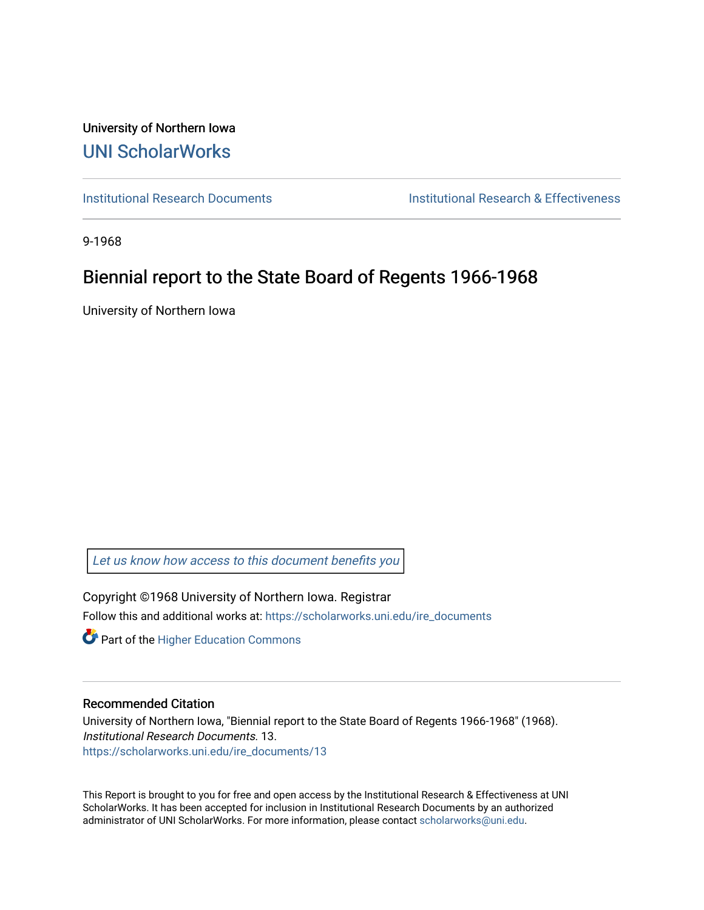University of Northern Iowa

# UNI ScholarWorks

Institutional Research Documents

Institutional Research & Effectiveness

9-1968

## Biennial report to the State Board of Regents 1966-1968

University of Northern Iowa

*Let us know how access to this document benefits you*

Copyright ©1968 University of Northern Iowa. Registrar

Follow this and additional works at: https://scholarworks.uni.edu/ire_documents

Part of the Higher Education Commons

### Recommended Citation

University of Northern Iowa, "Biennial report to the State Board of Regents 1966-1968" (1968). *Institutional Research Documents*. 13.
https://scholarworks.uni.edu/ire_documents/13

This Report is brought to you for free and open access by the Institutional Research & Effectiveness at UNI ScholarWorks. It has been accepted for inclusion in Institutional Research Documents by an authorized administrator of UNI ScholarWorks. For more information, please contact scholarworks@uni.edu.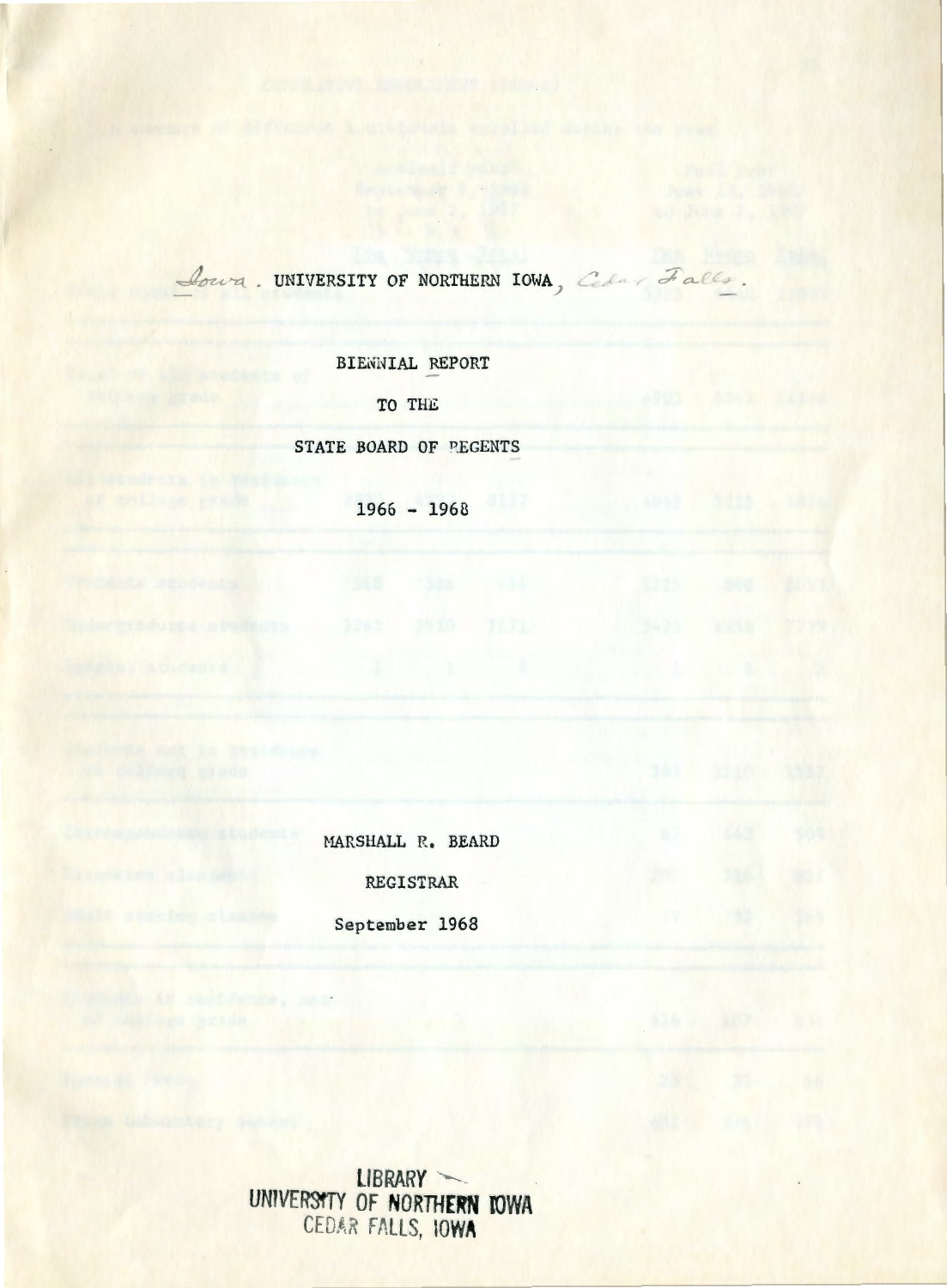Iowa. UNIVERSITY OF NORTHERN IOWA, Cedar Falls.

BIENNIAL REPORT

TO THE

STATE BOARD OF REGENTS

1966 - 1968

MARSHALL R. BEARD

REGISTRAR

September 1968

LIBRARY
UNIVERSITY OF NORTHERN IOWA
CEDAR FALLS, IOWA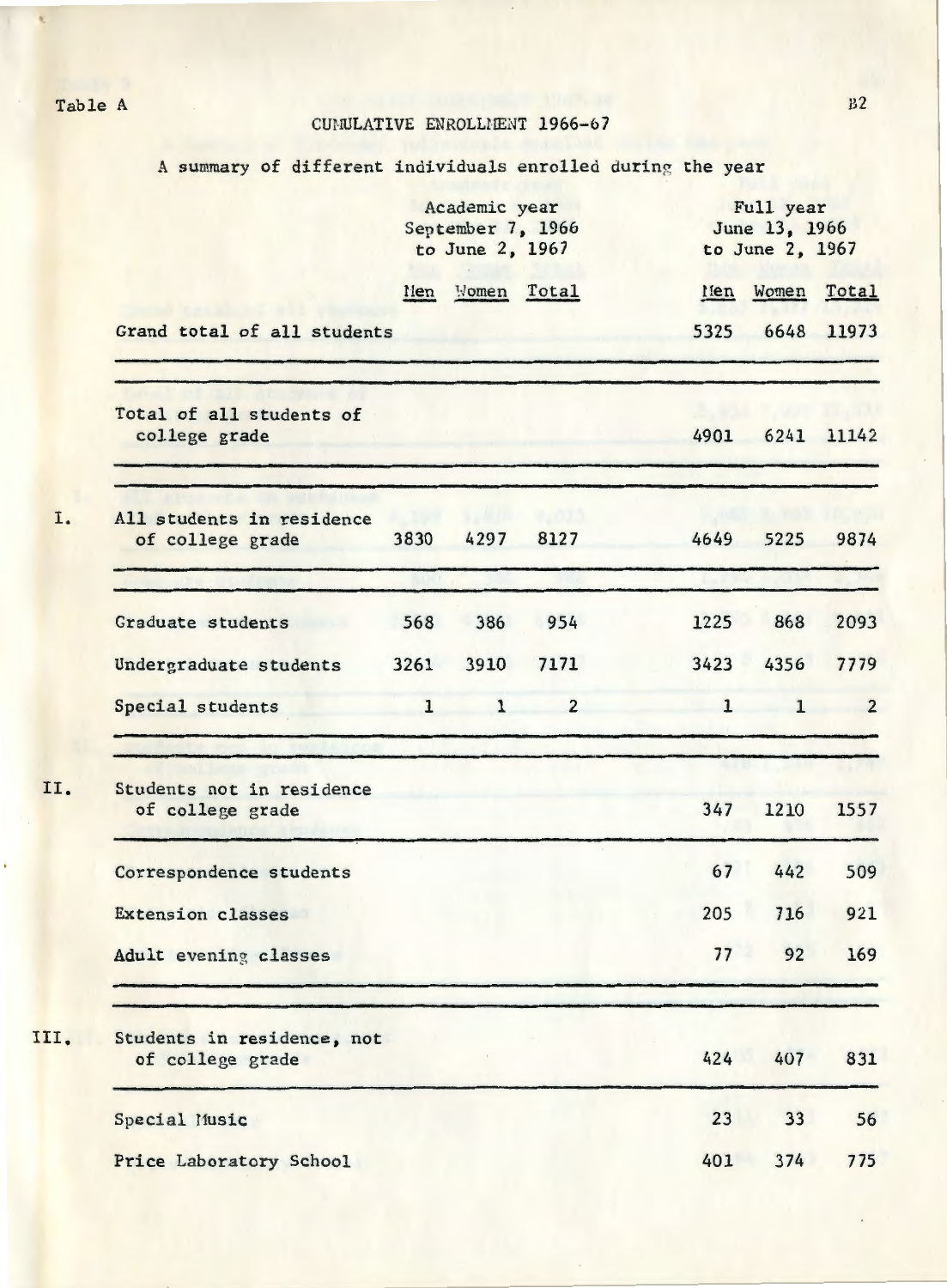Table A

# CUMULATIVE ENROLLMENT 1966-67

A summary of different individuals enrolled during the year

| | Academic year September 7, 1966 to June 2, 1967 | | | Full year June 13, 1966 to June 2, 1967 | | |
|---|---|---|---|---|---|---|
| | Men | Women | Total | Men | Women | Total |
| Grand total of all students | | | | 5325 | 6648 | 11973 |
| Total of all students of college grade | | | | 4901 | 6241 | 11142 |
| I. All students in residence of college grade | 3830 | 4297 | 8127 | 4649 | 5225 | 9874 |
| Graduate students | 568 | 386 | 954 | 1225 | 868 | 2093 |
| Undergraduate students | 3261 | 3910 | 7171 | 3423 | 4356 | 7779 |
| Special students | 1 | 1 | 2 | 1 | 1 | 2 |
| II. Students not in residence of college grade | | | | 347 | 1210 | 1557 |
| Correspondence students | | | | 67 | 442 | 509 |
| Extension classes | | | | 205 | 716 | 921 |
| Adult evening classes | | | | 77 | 92 | 169 |
| III. Students in residence, not of college grade | | | | 424 | 407 | 831 |
| Special Music | | | | 23 | 33 | 56 |
| Price Laboratory School | | | | 401 | 374 | 775 |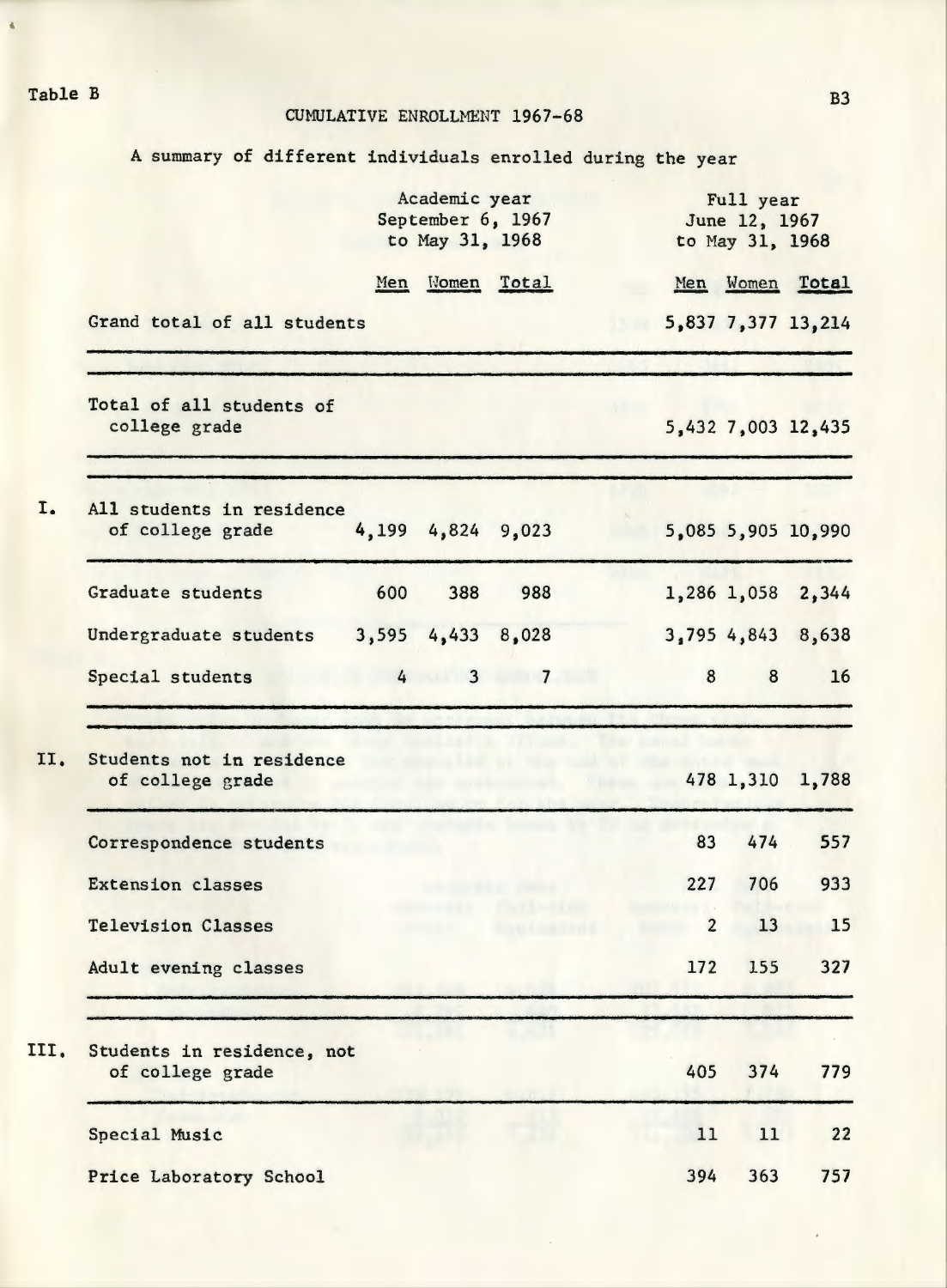Table B

## CUMULATIVE ENROLLMENT 1967-68

A summary of different individuals enrolled during the year

| | | Academic year September 6, 1967 to May 31, 1968 | | | Full year June 12, 1967 to May 31, 1968 | | |
|---|---|---|---|---|---|---|---|
| | | Men | Women | Total | Men | Women | Total |
| | Grand total of all students | | | | 5,837 | 7,377 | 13,214 |
| | Total of all students of college grade | | | | 5,432 | 7,003 | 12,435 |
| I. | All students in residence of college grade | 4,199 | 4,824 | 9,023 | 5,085 | 5,905 | 10,990 |
| | Graduate students | 600 | 388 | 988 | 1,286 | 1,058 | 2,344 |
| | Undergraduate students | 3,595 | 4,433 | 8,028 | 3,795 | 4,843 | 8,638 |
| | Special students | 4 | 3 | 7 | 8 | 8 | 16 |
| II. | Students not in residence of college grade | | | | 478 | 1,310 | 1,788 |
| | Correspondence students | | | | 83 | 474 | 557 |
| | Extension classes | | | | 227 | 706 | 933 |
| | Television Classes | | | | 2 | 13 | 15 |
| | Adult evening classes | | | | 172 | 155 | 327 |
| III. | Students in residence, not of college grade | | | | 405 | 374 | 779 |
| | Special Music | | | | 11 | 11 | 22 |
| | Price Laboratory School | | | | 394 | 363 | 757 |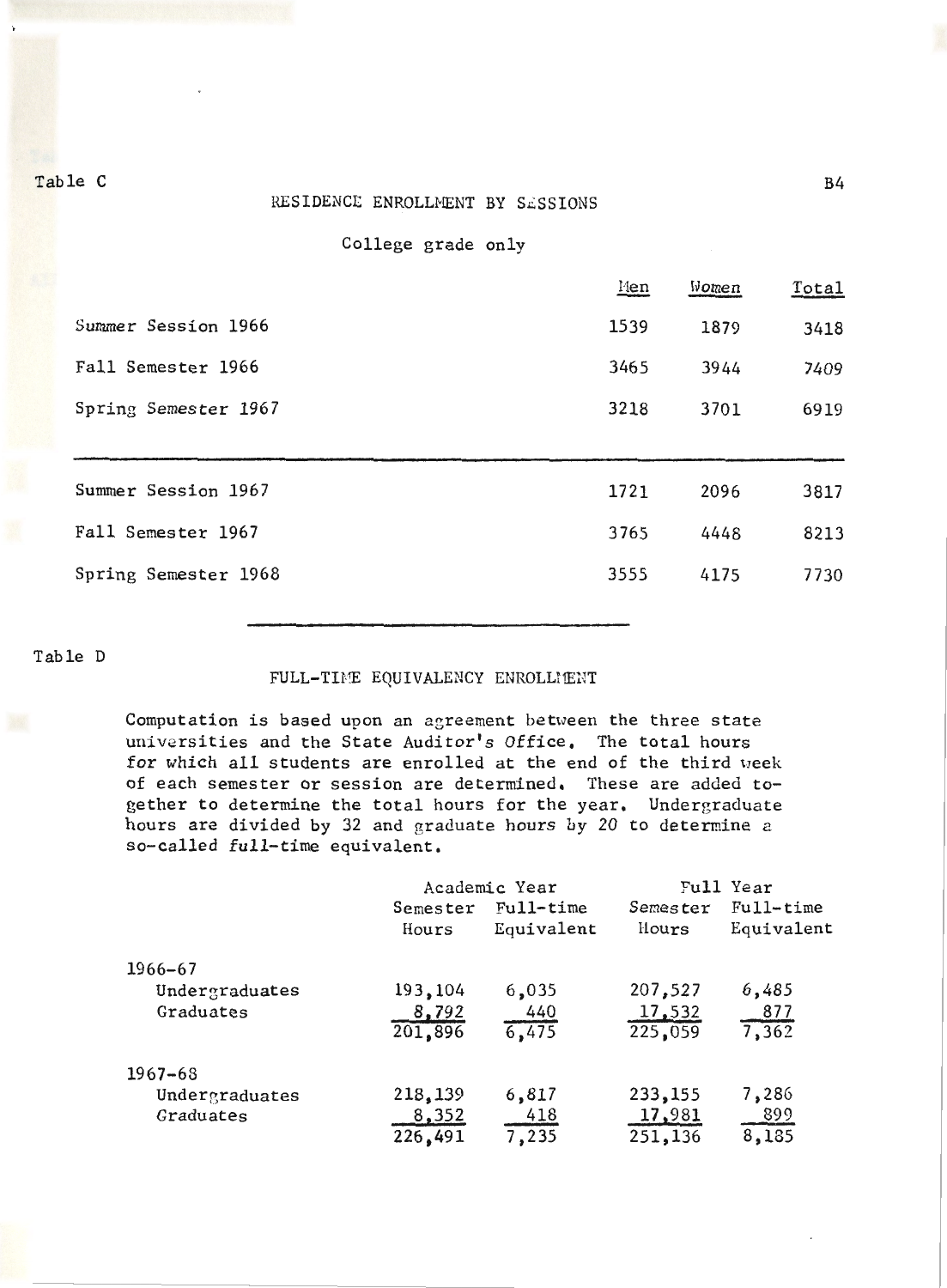Table C

## RESIDENCE ENROLLMENT BY SESSIONS

College grade only

| | Men | Women | Total |
|---|---|---|---|
| Summer Session 1966 | 1539 | 1879 | 3418 |
| Fall Semester 1966 | 3465 | 3944 | 7409 |
| Spring Semester 1967 | 3218 | 3701 | 6919 |
| Summer Session 1967 | 1721 | 2096 | 3817 |
| Fall Semester 1967 | 3765 | 4448 | 8213 |
| Spring Semester 1968 | 3555 | 4175 | 7730 |

Table D

## FULL-TIME EQUIVALENCY ENROLLMENT

Computation is based upon an agreement between the three state universities and the State Auditor's Office. The total hours for which all students are enrolled at the end of the third week of each semester or session are determined. These are added together to determine the total hours for the year. Undergraduate hours are divided by 32 and graduate hours by 20 to determine a so-called full-time equivalent.

| | Academic Year | | Full Year | |
|---|---|---|---|---|
| | Semester Hours | Full-time Equivalent | Semester Hours | Full-time Equivalent |
| **1966-67** | | | | |
| Undergraduates | 193,104 | 6,035 | 207,527 | 6,485 |
| Graduates | 8,792 | 440 | 17,532 | 877 |
| | 201,896 | 6,475 | 225,059 | 7,362 |
| **1967-68** | | | | |
| Undergraduates | 218,139 | 6,817 | 233,155 | 7,286 |
| Graduates | 8,352 | 418 | 17,981 | 899 |
| | 226,491 | 7,235 | 251,136 | 8,185 |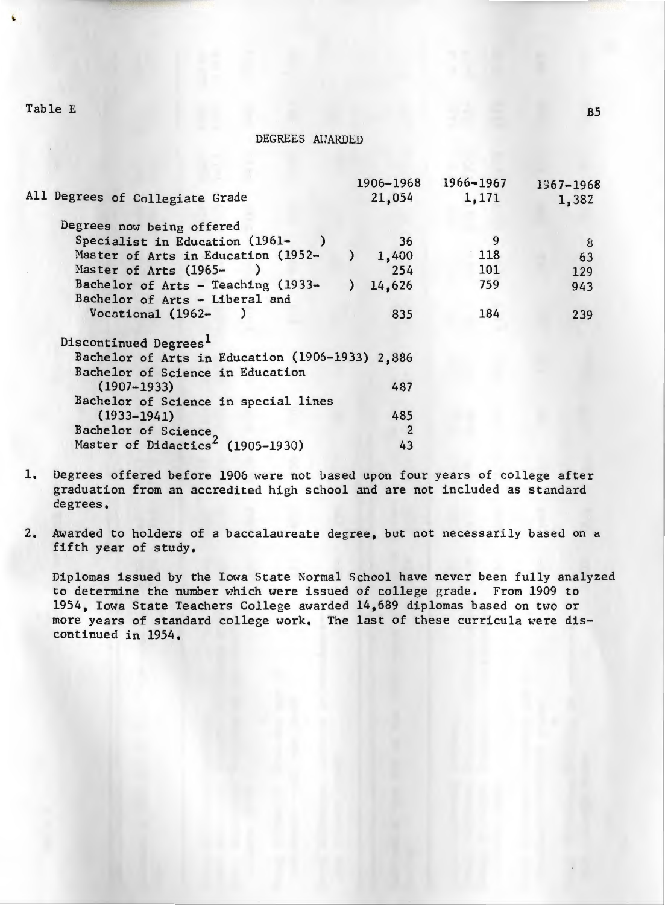Table E

## DEGREES AWARDED

| | 1906-1968 | 1966-1967 | 1967-1968 |
|---|---|---|---|
| All Degrees of Collegiate Grade | 21,054 | 1,171 | 1,382 |
| Degrees now being offered | | | |
| Specialist in Education (1961- ) | 36 | 9 | 8 |
| Master of Arts in Education (1952- ) | 1,400 | 118 | 63 |
| Master of Arts (1965- ) | 254 | 101 | 129 |
| Bachelor of Arts - Teaching (1933- ) | 14,626 | 759 | 943 |
| Bachelor of Arts - Liberal and Vocational (1962- ) | 835 | 184 | 239 |
| Discontinued Degrees[1] | | | |
| Bachelor of Arts in Education (1906-1933) | 2,886 | | |
| Bachelor of Science in Education (1907-1933) | 487 | | |
| Bachelor of Science in special lines (1933-1941) | 485 | | |
| Bachelor of Science | 2 | | |
| Master of Didactics[2] (1905-1930) | 43 | | |

1. Degrees offered before 1906 were not based upon four years of college after graduation from an accredited high school and are not included as standard degrees.

2. Awarded to holders of a baccalaureate degree, but not necessarily based on a fifth year of study.

Diplomas issued by the Iowa State Normal School have never been fully analyzed to determine the number which were issued of college grade. From 1909 to 1954, Iowa State Teachers College awarded 14,689 diplomas based on two or more years of standard college work. The last of these curricula were discontinued in 1954.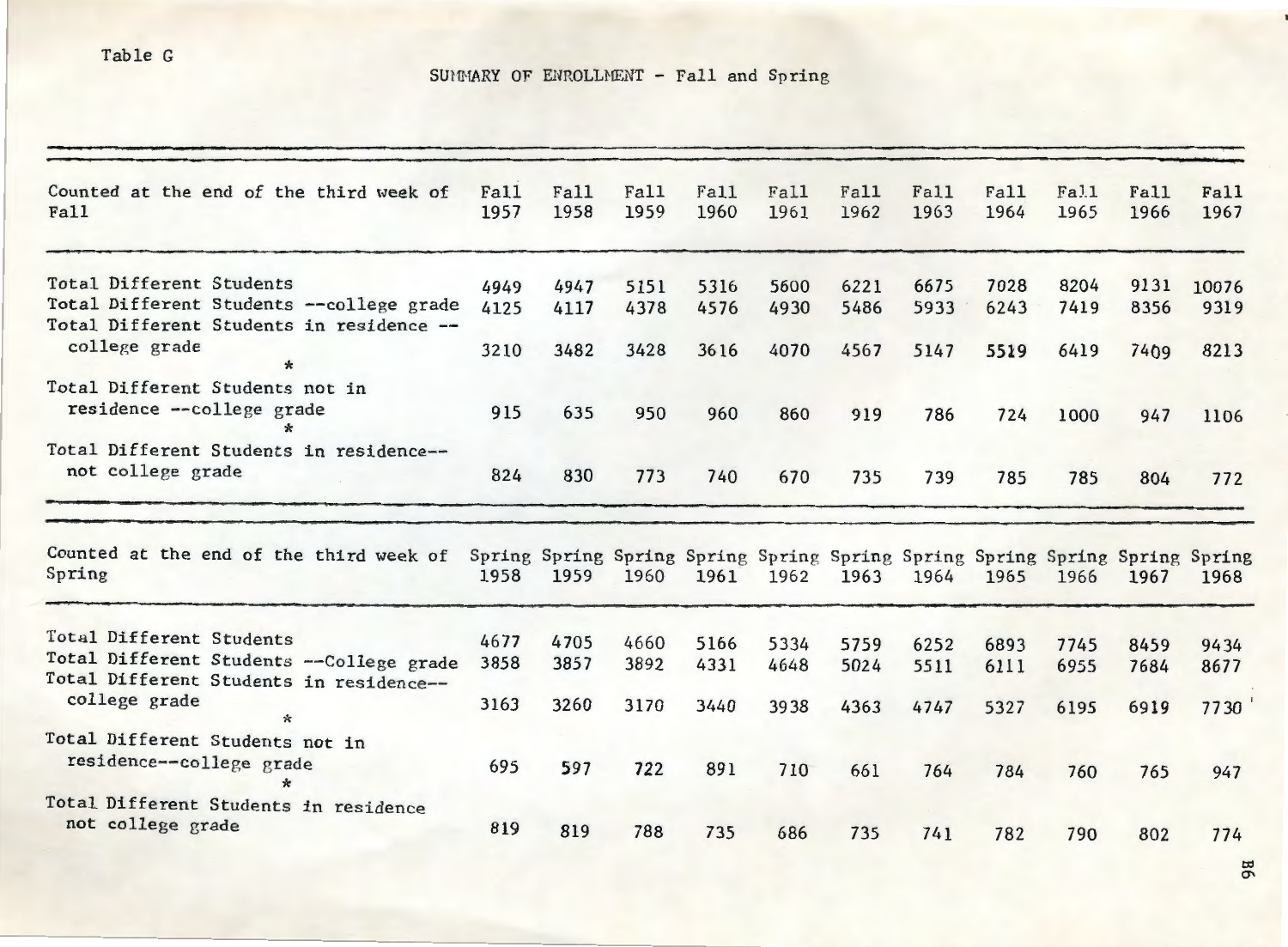Table G

SUMMARY OF ENROLLMENT - Fall and Spring

| Counted at the end of the third week of Fall | Fall 1957 | Fall 1958 | Fall 1959 | Fall 1960 | Fall 1961 | Fall 1962 | Fall 1963 | Fall 1964 | Fall 1965 | Fall 1966 | Fall 1967 |
|---|---|---|---|---|---|---|---|---|---|---|---|
| Total Different Students | 4949 | 4947 | 5151 | 5316 | 5600 | 6221 | 6675 | 7028 | 8204 | 9131 | 10076 |
| Total Different Students --college grade | 4125 | 4117 | 4378 | 4576 | 4930 | 5486 | 5933 | 6243 | 7419 | 8356 | 9319 |
| Total Different Students in residence --college grade * | 3210 | 3482 | 3428 | 3616 | 4070 | 4567 | 5147 | 5519 | 6419 | 7409 | 8213 |
| Total Different Students not in residence --college grade * | 915 | 635 | 950 | 960 | 860 | 919 | 786 | 724 | 1000 | 947 | 1106 |
| Total Different Students in residence--not college grade | 824 | 830 | 773 | 740 | 670 | 735 | 739 | 785 | 785 | 804 | 772 |

| Counted at the end of the third week of Spring | Spring 1958 | Spring 1959 | Spring 1960 | Spring 1961 | Spring 1962 | Spring 1963 | Spring 1964 | Spring 1965 | Spring 1966 | Spring 1967 | Spring 1968 |
|---|---|---|---|---|---|---|---|---|---|---|---|
| Total Different Students | 4677 | 4705 | 4660 | 5166 | 5334 | 5759 | 6252 | 6893 | 7745 | 8459 | 9434 |
| Total Different Students --College grade | 3858 | 3857 | 3892 | 4331 | 4648 | 5024 | 5511 | 6111 | 6955 | 7684 | 8677 |
| Total Different Students in residence--college grade * | 3163 | 3260 | 3170 | 3440 | 3938 | 4363 | 4747 | 5327 | 6195 | 6919 | 7730 |
| Total Different Students not in residence--college grade * | 695 | 597 | 722 | 891 | 710 | 661 | 764 | 784 | 760 | 765 | 947 |
| Total Different Students in residence not college grade | 819 | 819 | 788 | 735 | 686 | 735 | 741 | 782 | 790 | 802 | 774 |